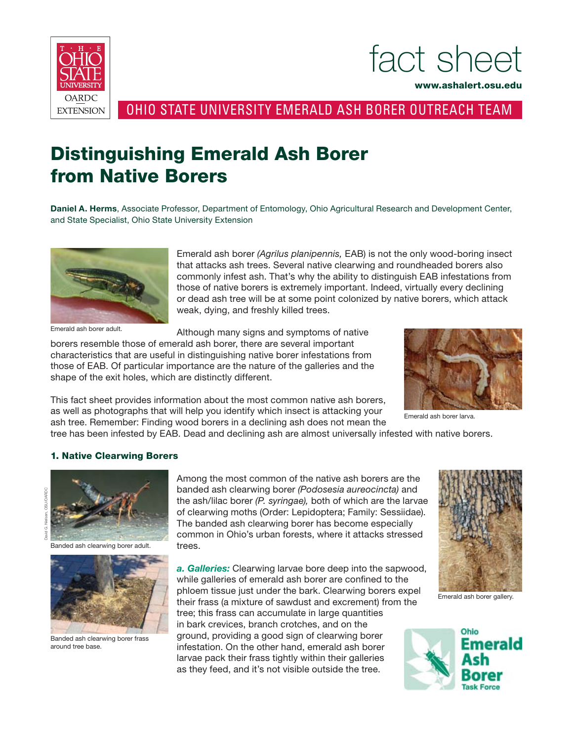fact sheet

www.ashalert.osu.edu

OHIO STATE UNIVERSITY EMERALD ASH BORER OUTREACH TEAM

# Distinguishing Emerald Ash Borer from Native Borers

**Daniel A. Herms**, Associate Professor, Department of Entomology, Ohio Agricultural Research and Development Center, and State Specialist, Ohio State University Extension

Emerald ash borer adult.

Emerald ash borer *(Agrilus planipennis,* EAB) is not the only wood-boring insect that attacks ash trees. Several native clearwing and roundheaded borers also commonly infest ash. That's why the ability to distinguish EAB infestations from those of native borers is extremely important. Indeed, virtually every declining or dead ash tree will be at some point colonized by native borers, which attack weak, dying, and freshly killed trees.

Although many signs and symptoms of native borers resemble those of emerald ash borer, there are several important characteristics that are useful in distinguishing native borer infestations from those of EAB. Of particular importance are the nature of the galleries and the shape of the exit holes, which are distinctly different.

Emerald ash borer larva.

This fact sheet provides information about the most common native ash borers, as well as photographs that will help you identify which insect is attacking your ash tree. Remember: Finding wood borers in a declining ash does not mean the tree has been infested by EAB. Dead and declining ash are almost universally infested with native borers.

### 1. Native Clearwing Borers

Banded ash clearwing borer adult.

Banded ash clearwing borer frass around tree base.

Among the most common of the native ash borers are the banded ash clearwing borer *(Podosesia aureocincta)* and the ash/lilac borer *(P. syringae),* both of which are the larvae of clearwing moths (Order: Lepidoptera; Family: Sessiidae). The banded ash clearwing borer has become especially common in Ohio's urban forests, where it attacks stressed trees.

***a. Galleries:*** Clearwing larvae bore deep into the sapwood, while galleries of emerald ash borer are confined to the phloem tissue just under the bark. Clearwing borers expel their frass (a mixture of sawdust and excrement) from the tree; this frass can accumulate in large quantities in bark crevices, branch crotches, and on the ground, providing a good sign of clearwing borer infestation. On the other hand, emerald ash borer larvae pack their frass tightly within their galleries as they feed, and it's not visible outside the tree.

Emerald ash borer gallery.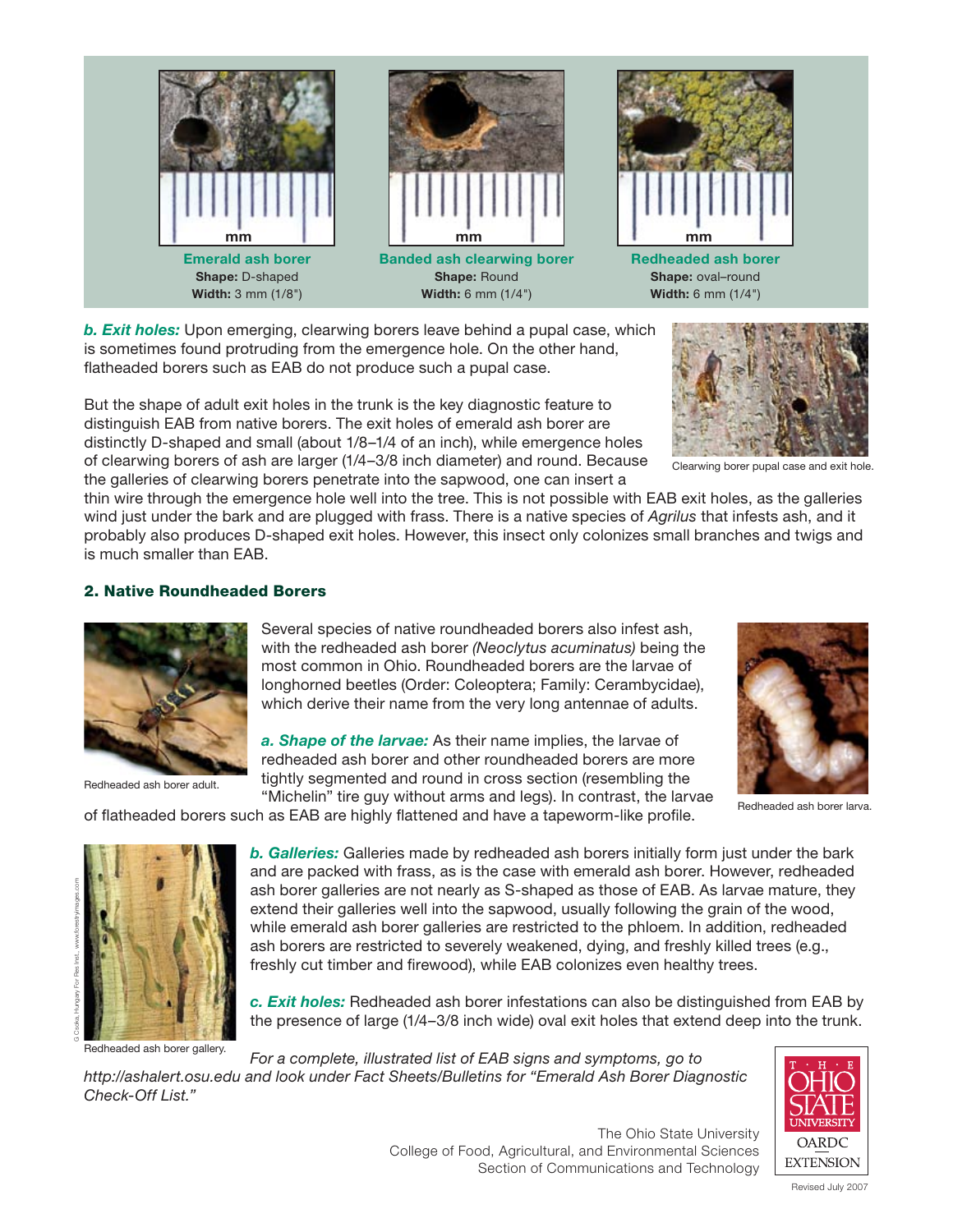**Emerald ash borer**
**Shape:** D-shaped
**Width:** 3 mm (1/8")

**Banded ash clearwing borer**
**Shape:** Round
**Width:** 6 mm (1/4")

**Redheaded ash borer**
**Shape:** oval–round
**Width:** 6 mm (1/4")

***b. Exit holes:*** Upon emerging, clearwing borers leave behind a pupal case, which is sometimes found protruding from the emergence hole. On the other hand, flatheaded borers such as EAB do not produce such a pupal case.

But the shape of adult exit holes in the trunk is the key diagnostic feature to distinguish EAB from native borers. The exit holes of emerald ash borer are distinctly D-shaped and small (about 1/8–1/4 of an inch), while emergence holes of clearwing borers of ash are larger (1/4–3/8 inch diameter) and round. Because the galleries of clearwing borers penetrate into the sapwood, one can insert a thin wire through the emergence hole well into the tree. This is not possible with EAB exit holes, as the galleries wind just under the bark and are plugged with frass. There is a native species of *Agrilus* that infests ash, and it probably also produces D-shaped exit holes. However, this insect only colonizes small branches and twigs and is much smaller than EAB.

Clearwing borer pupal case and exit hole.

## 2. Native Roundheaded Borers

Several species of native roundheaded borers also infest ash, with the redheaded ash borer *(Neoclytus acuminatus)* being the most common in Ohio. Roundheaded borers are the larvae of longhorned beetles (Order: Coleoptera; Family: Cerambycidae), which derive their name from the very long antennae of adults.

Redheaded ash borer adult.

***a. Shape of the larvae:*** As their name implies, the larvae of redheaded ash borer and other roundheaded borers are more tightly segmented and round in cross section (resembling the "Michelin" tire guy without arms and legs). In contrast, the larvae of flatheaded borers such as EAB are highly flattened and have a tapeworm-like profile.

Redheaded ash borer larva.

***b. Galleries:*** Galleries made by redheaded ash borers initially form just under the bark and are packed with frass, as is the case with emerald ash borer. However, redheaded ash borer galleries are not nearly as S-shaped as those of EAB. As larvae mature, they extend their galleries well into the sapwood, usually following the grain of the wood, while emerald ash borer galleries are restricted to the phloem. In addition, redheaded ash borers are restricted to severely weakened, dying, and freshly killed trees (e.g., freshly cut timber and firewood), while EAB colonizes even healthy trees.

***c. Exit holes:*** Redheaded ash borer infestations can also be distinguished from EAB by the presence of large (1/4–3/8 inch wide) oval exit holes that extend deep into the trunk.

G Csoka, Hungary For Res Inst., www.forestryimages.com

Redheaded ash borer gallery.

*For a complete, illustrated list of EAB signs and symptoms, go to http://ashalert.osu.edu and look under Fact Sheets/Bulletins for "Emerald Ash Borer Diagnostic Check-Off List."*

The Ohio State University
College of Food, Agricultural, and Environmental Sciences
Section of Communications and Technology

THE OHIO STATE UNIVERSITY
OARDC
EXTENSION

Revised July 2007